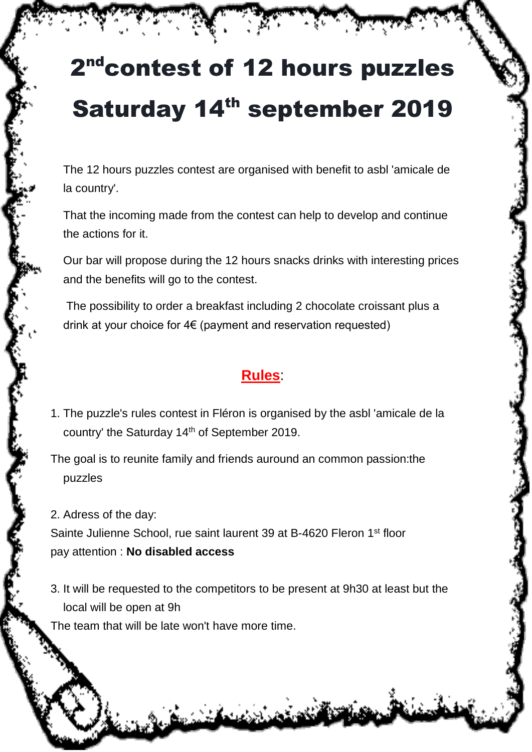# 2nd contest of 12 hours puzzles

# Saturday 14th september 2019

The 12 hours puzzles contest are organised with benefit to asbl 'amicale de la country'.

That the incoming made from the contest can help to develop and continue the actions for it.

Our bar will propose during the 12 hours snacks drinks with interesting prices and the benefits will go to the contest.

The possibility to order a breakfast including 2 chocolate croissant plus a drink at your choice for 4€ (payment and reservation requested)

## Rules:

1. The puzzle's rules contest in Fléron is organised by the asbl 'amicale de la country' the Saturday 14th of September 2019.

The goal is to reunite family and friends auround an common passion:the puzzles

2. Adress of the day:
Sainte Julienne School, rue saint laurent 39 at B-4620 Fleron 1st floor
pay attention : **No disabled access**

3. It will be requested to the competitors to be present at 9h30 at least but the local will be open at 9h
The team that will be late won't have more time.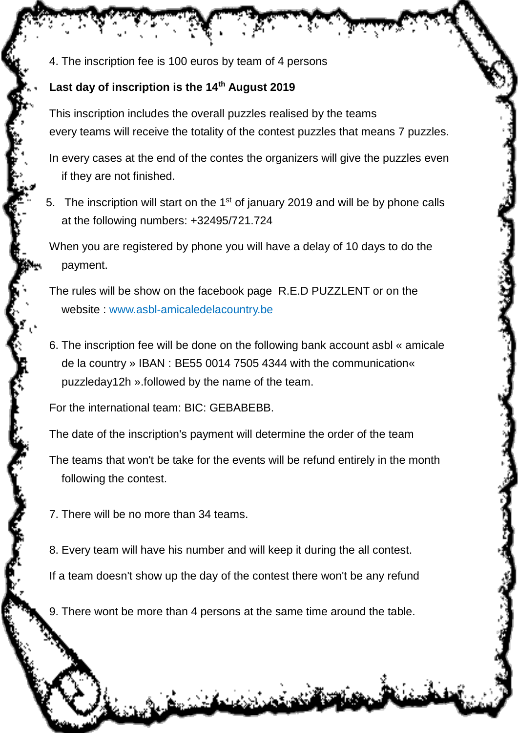4. The inscription fee is 100 euros by team of 4 persons

**Last day of inscription is the 14th August 2019**

This inscription includes the overall puzzles realised by the teams
every teams will receive the totality of the contest puzzles that means 7 puzzles.

In every cases at the end of the contes the organizers will give the puzzles even if they are not finished.

5. The inscription will start on the 1st of january 2019 and will be by phone calls at the following numbers: +32495/721.724

When you are registered by phone you will have a delay of 10 days to do the payment.

The rules will be show on the facebook page R.E.D PUZZLENT or on the website : www.asbl-amicaledelacountry.be

6. The inscription fee will be done on the following bank account asbl « amicale de la country » IBAN : BE55 0014 7505 4344 with the communication« puzzleday12h ».followed by the name of the team.

For the international team: BIC: GEBABEBB.

The date of the inscription's payment will determine the order of the team

The teams that won't be take for the events will be refund entirely in the month following the contest.

7. There will be no more than 34 teams.

8. Every team will have his number and will keep it during the all contest.

If a team doesn't show up the day of the contest there won't be any refund

9. There wont be more than 4 persons at the same time around the table.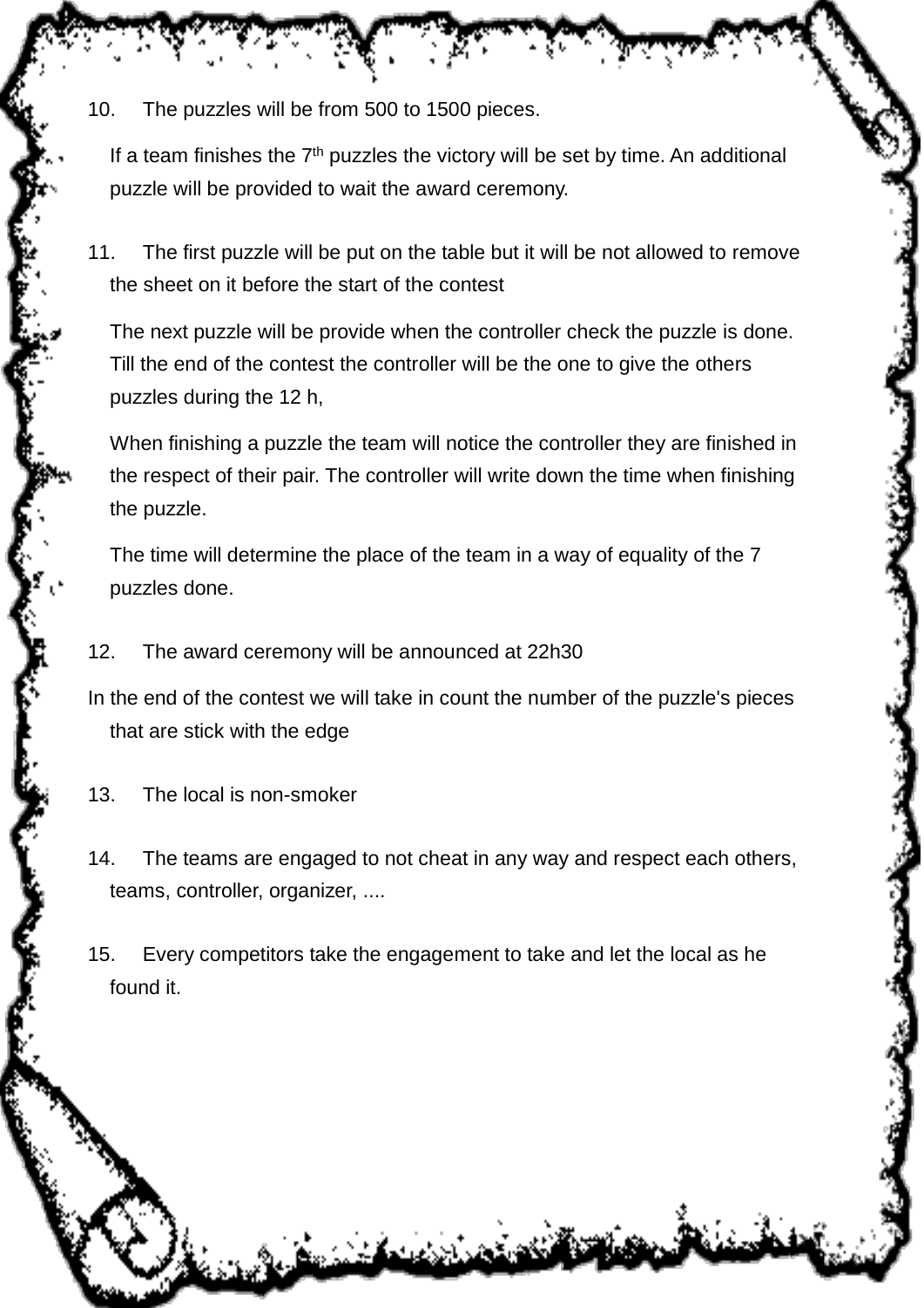10. The puzzles will be from 500 to 1500 pieces.

    If a team finishes the 7th puzzles the victory will be set by time. An additional puzzle will be provided to wait the award ceremony.

11. The first puzzle will be put on the table but it will be not allowed to remove the sheet on it before the start of the contest

    The next puzzle will be provide when the controller check the puzzle is done. Till the end of the contest the controller will be the one to give the others puzzles during the 12 h,

    When finishing a puzzle the team will notice the controller they are finished in the respect of their pair. The controller will write down the time when finishing the puzzle.

    The time will determine the place of the team in a way of equality of the 7 puzzles done.

12. The award ceremony will be announced at 22h30

In the end of the contest we will take in count the number of the puzzle's pieces that are stick with the edge

13. The local is non-smoker

14. The teams are engaged to not cheat in any way and respect each others, teams, controller, organizer, ....

15. Every competitors take the engagement to take and let the local as he found it.